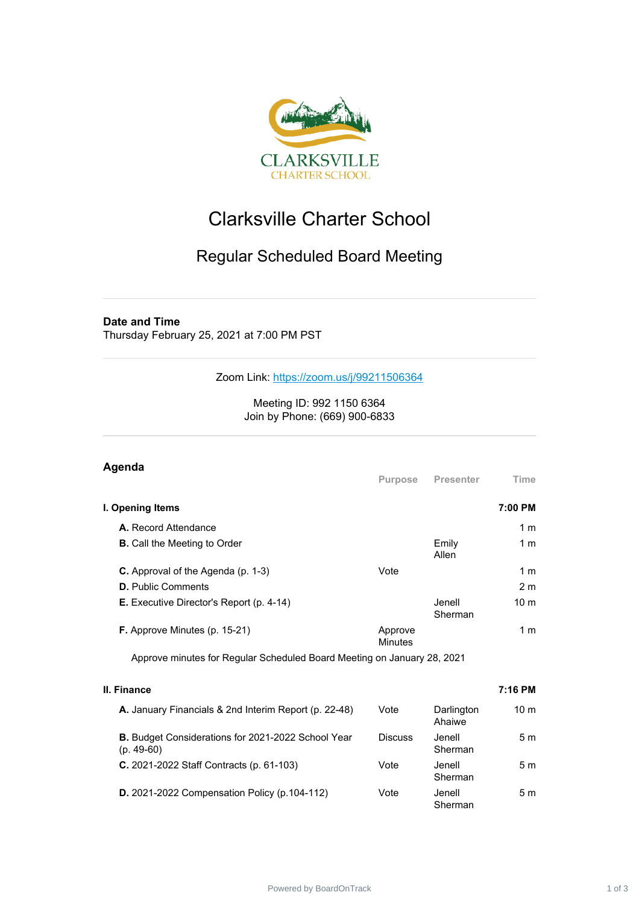# Clarksville Charter School

## Regular Scheduled Board Meeting

**Date and Time**
Thursday February 25, 2021 at 7:00 PM PST

Zoom Link: https://zoom.us/j/99211506364

Meeting ID: 992 1150 6364
Join by Phone: (669) 900-6833

## Agenda

| | Purpose | Presenter | Time |
|---|---|---|---|
| **I. Opening Items** | | | **7:00 PM** |
| **A.** Record Attendance | | | 1 m |
| **B.** Call the Meeting to Order | | Emily Allen | 1 m |
| **C.** Approval of the Agenda (p. 1-3) | Vote | | 1 m |
| **D.** Public Comments | | | 2 m |
| **E.** Executive Director's Report (p. 4-14) | | Jenell Sherman | 10 m |
| **F.** Approve Minutes (p. 15-21) | Approve Minutes | | 1 m |
| Approve minutes for Regular Scheduled Board Meeting on January 28, 2021 | | | |
| **II. Finance** | | | **7:16 PM** |
| **A.** January Financials & 2nd Interim Report (p. 22-48) | Vote | Darlington Ahaiwe | 10 m |
| **B.** Budget Considerations for 2021-2022 School Year (p. 49-60) | Discuss | Jenell Sherman | 5 m |
| **C.** 2021-2022 Staff Contracts (p. 61-103) | Vote | Jenell Sherman | 5 m |
| **D.** 2021-2022 Compensation Policy (p.104-112) | Vote | Jenell Sherman | 5 m |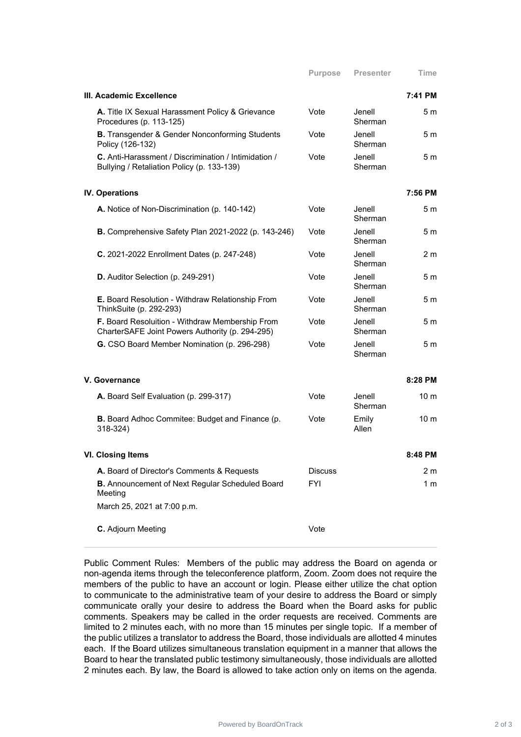| | Purpose | Presenter | Time |
|---|---|---|---|
| **III. Academic Excellence** | | | **7:41 PM** |
| **A.** Title IX Sexual Harassment Policy & Grievance Procedures (p. 113-125) | Vote | Jenell Sherman | 5 m |
| **B.** Transgender & Gender Nonconforming Students Policy (126-132) | Vote | Jenell Sherman | 5 m |
| **C.** Anti-Harassment / Discrimination / Intimidation / Bullying / Retaliation Policy (p. 133-139) | Vote | Jenell Sherman | 5 m |
| **IV. Operations** | | | **7:56 PM** |
| **A.** Notice of Non-Discrimination (p. 140-142) | Vote | Jenell Sherman | 5 m |
| **B.** Comprehensive Safety Plan 2021-2022 (p. 143-246) | Vote | Jenell Sherman | 5 m |
| **C.** 2021-2022 Enrollment Dates (p. 247-248) | Vote | Jenell Sherman | 2 m |
| **D.** Auditor Selection (p. 249-291) | Vote | Jenell Sherman | 5 m |
| **E.** Board Resolution - Withdraw Relationship From ThinkSuite (p. 292-293) | Vote | Jenell Sherman | 5 m |
| **F.** Board Resoluition - Withdraw Membership From CharterSAFE Joint Powers Authority (p. 294-295) | Vote | Jenell Sherman | 5 m |
| **G.** CSO Board Member Nomination (p. 296-298) | Vote | Jenell Sherman | 5 m |
| **V. Governance** | | | **8:28 PM** |
| **A.** Board Self Evaluation (p. 299-317) | Vote | Jenell Sherman | 10 m |
| **B.** Board Adhoc Commitee: Budget and Finance (p. 318-324) | Vote | Emily Allen | 10 m |
| **VI. Closing Items** | | | **8:48 PM** |
| **A.** Board of Director's Comments & Requests | Discuss | | 2 m |
| **B.** Announcement of Next Regular Scheduled Board Meeting<br>March 25, 2021 at 7:00 p.m. | FYI | | 1 m |
| **C.** Adjourn Meeting | Vote | | |

Public Comment Rules: Members of the public may address the Board on agenda or non-agenda items through the teleconference platform, Zoom. Zoom does not require the members of the public to have an account or login. Please either utilize the chat option to communicate to the administrative team of your desire to address the Board or simply communicate orally your desire to address the Board when the Board asks for public comments. Speakers may be called in the order requests are received. Comments are limited to 2 minutes each, with no more than 15 minutes per single topic. If a member of the public utilizes a translator to address the Board, those individuals are allotted 4 minutes each. If the Board utilizes simultaneous translation equipment in a manner that allows the Board to hear the translated public testimony simultaneously, those individuals are allotted 2 minutes each. By law, the Board is allowed to take action only on items on the agenda.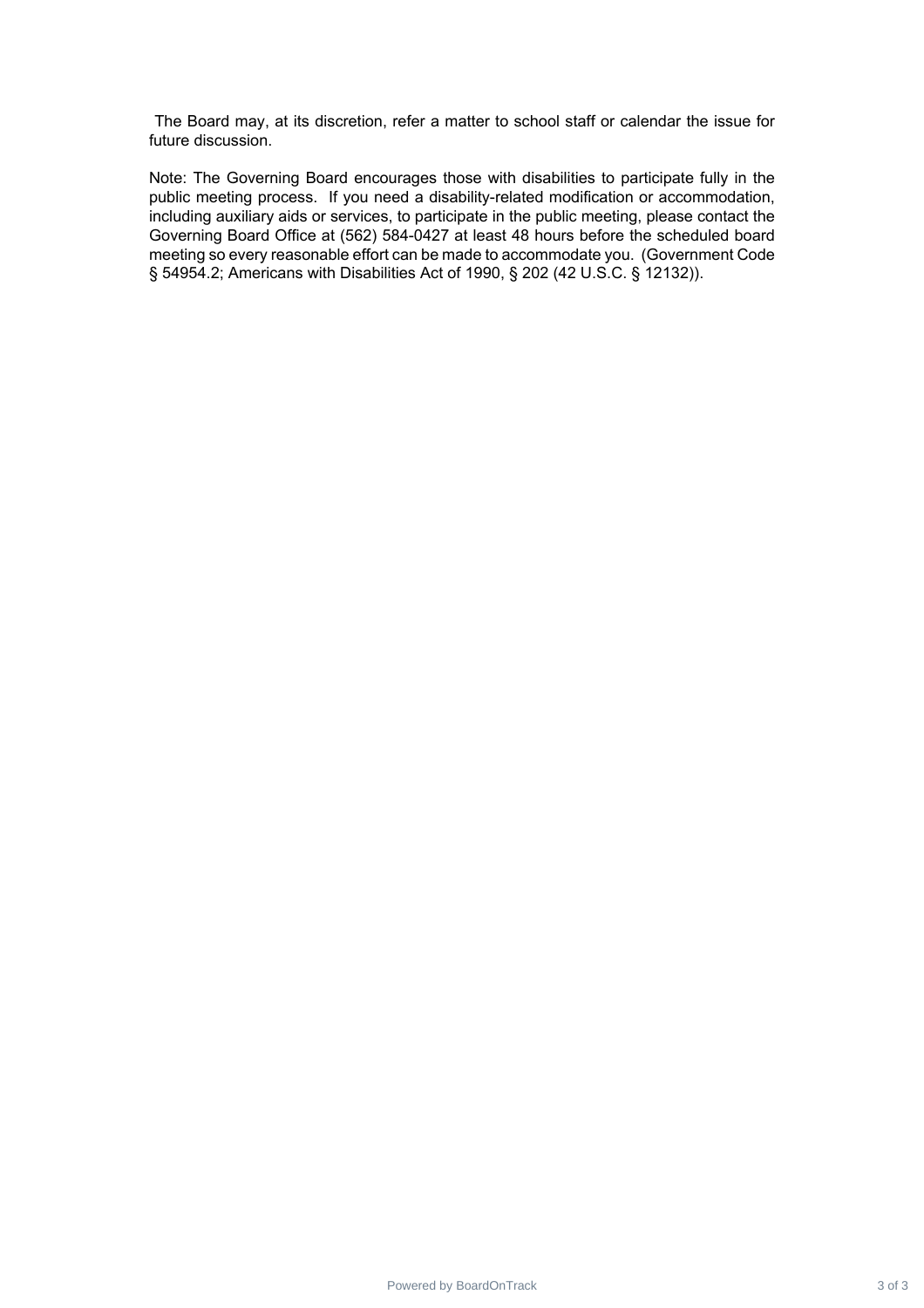The Board may, at its discretion, refer a matter to school staff or calendar the issue for future discussion.

Note: The Governing Board encourages those with disabilities to participate fully in the public meeting process. If you need a disability-related modification or accommodation, including auxiliary aids or services, to participate in the public meeting, please contact the Governing Board Office at (562) 584-0427 at least 48 hours before the scheduled board meeting so every reasonable effort can be made to accommodate you. (Government Code § 54954.2; Americans with Disabilities Act of 1990, § 202 (42 U.S.C. § 12132)).